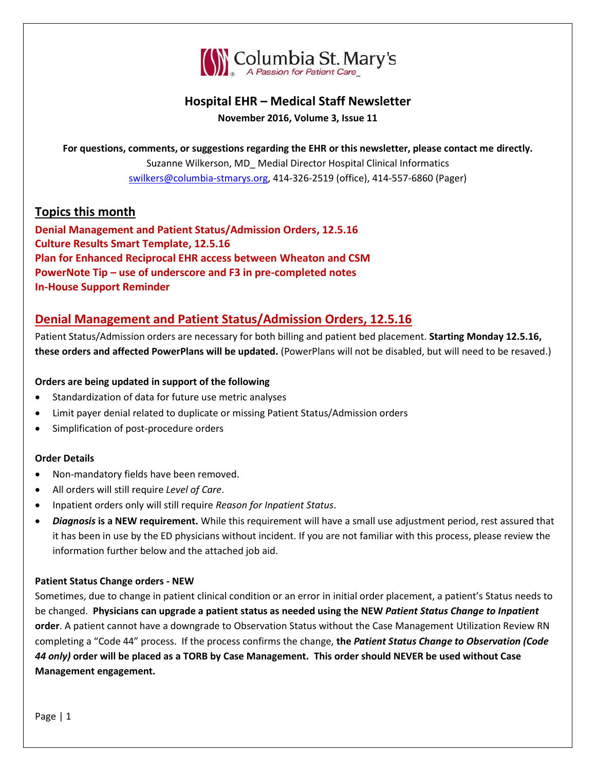Columbia St. Mary's
*A Passion for Patient Care*

# Hospital EHR – Medical Staff Newsletter

**November 2016, Volume 3, Issue 11**

**For questions, comments, or suggestions regarding the EHR or this newsletter, please contact me directly.**
Suzanne Wilkerson, MD_ Medial Director Hospital Clinical Informatics
swilkers@columbia-stmarys.org, 414-326-2519 (office), 414-557-6860 (Pager)

## Topics this month

**Denial Management and Patient Status/Admission Orders, 12.5.16**
**Culture Results Smart Template, 12.5.16**
**Plan for Enhanced Reciprocal EHR access between Wheaton and CSM**
**PowerNote Tip – use of underscore and F3 in pre-completed notes**
**In-House Support Reminder**

## Denial Management and Patient Status/Admission Orders, 12.5.16

Patient Status/Admission orders are necessary for both billing and patient bed placement. **Starting Monday 12.5.16, these orders and affected PowerPlans will be updated.** (PowerPlans will not be disabled, but will need to be resaved.)

**Orders are being updated in support of the following**

- Standardization of data for future use metric analyses
- Limit payer denial related to duplicate or missing Patient Status/Admission orders
- Simplification of post-procedure orders

**Order Details**

- Non-mandatory fields have been removed.
- All orders will still require *Level of Care*.
- Inpatient orders only will still require *Reason for Inpatient Status*.
- ***Diagnosis* is a NEW requirement.** While this requirement will have a small use adjustment period, rest assured that it has been in use by the ED physicians without incident. If you are not familiar with this process, please review the information further below and the attached job aid.

**Patient Status Change orders - NEW**

Sometimes, due to change in patient clinical condition or an error in initial order placement, a patient's Status needs to be changed. **Physicians can upgrade a patient status as needed using the NEW *Patient Status Change to Inpatient* order**. A patient cannot have a downgrade to Observation Status without the Case Management Utilization Review RN completing a "Code 44" process. If the process confirms the change, **the *Patient Status Change to Observation (Code 44 only)* order will be placed as a TORB by Case Management. This order should NEVER be used without Case Management engagement.**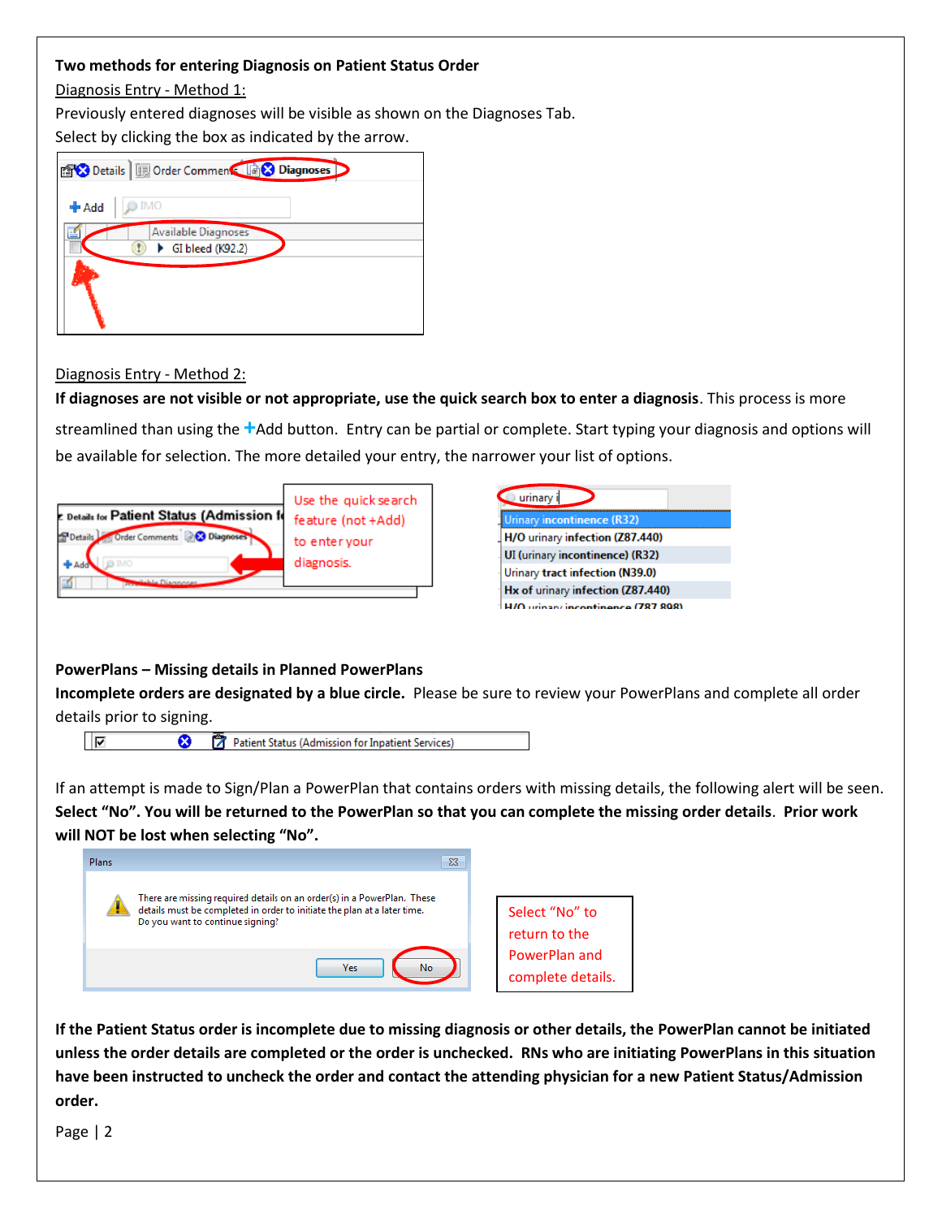**Two methods for entering Diagnosis on Patient Status Order**

Diagnosis Entry - Method 1:

Previously entered diagnoses will be visible as shown on the Diagnoses Tab.

Select by clicking the box as indicated by the arrow.

Diagnosis Entry - Method 2:

**If diagnoses are not visible or not appropriate, use the quick search box to enter a diagnosis**. This process is more streamlined than using the +Add button. Entry can be partial or complete. Start typing your diagnosis and options will be available for selection. The more detailed your entry, the narrower your list of options.

Use the quick search feature (not +Add) to enter your diagnosis.

**PowerPlans – Missing details in Planned PowerPlans**

**Incomplete orders are designated by a blue circle.** Please be sure to review your PowerPlans and complete all order details prior to signing.

If an attempt is made to Sign/Plan a PowerPlan that contains orders with missing details, the following alert will be seen. **Select "No". You will be returned to the PowerPlan so that you can complete the missing order details. Prior work will NOT be lost when selecting "No".**

Select "No" to return to the PowerPlan and complete details.

**If the Patient Status order is incomplete due to missing diagnosis or other details, the PowerPlan cannot be initiated unless the order details are completed or the order is unchecked. RNs who are initiating PowerPlans in this situation have been instructed to uncheck the order and contact the attending physician for a new Patient Status/Admission order.**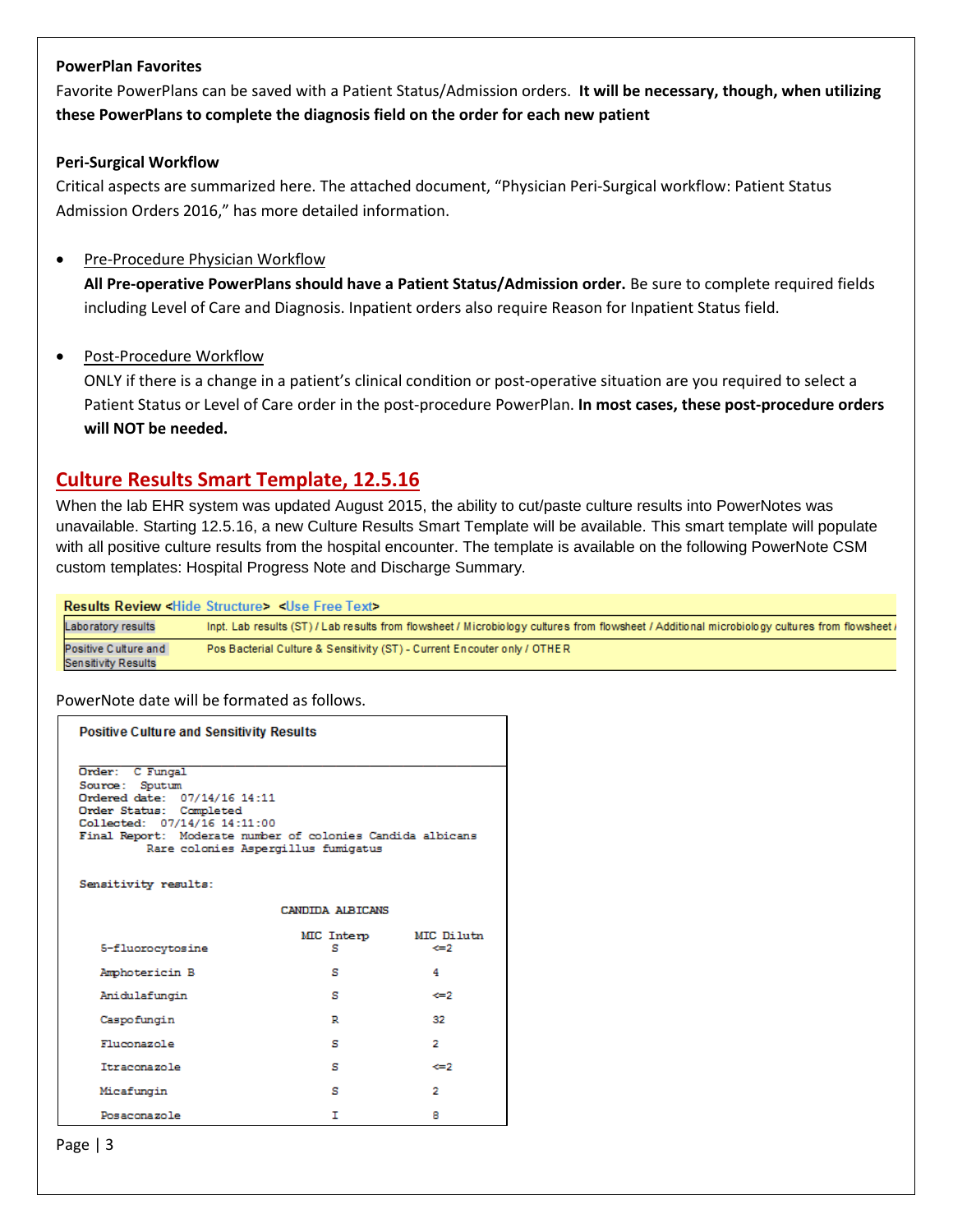**PowerPlan Favorites**

Favorite PowerPlans can be saved with a Patient Status/Admission orders. **It will be necessary, though, when utilizing these PowerPlans to complete the diagnosis field on the order for each new patient**

**Peri-Surgical Workflow**

Critical aspects are summarized here. The attached document, "Physician Peri-Surgical workflow: Patient Status Admission Orders 2016," has more detailed information.

- Pre-Procedure Physician Workflow

  **All Pre-operative PowerPlans should have a Patient Status/Admission order.** Be sure to complete required fields including Level of Care and Diagnosis. Inpatient orders also require Reason for Inpatient Status field.

- Post-Procedure Workflow

  ONLY if there is a change in a patient's clinical condition or post-operative situation are you required to select a Patient Status or Level of Care order in the post-procedure PowerPlan. **In most cases, these post-procedure orders will NOT be needed.**

## Culture Results Smart Template, 12.5.16

When the lab EHR system was updated August 2015, the ability to cut/paste culture results into PowerNotes was unavailable. Starting 12.5.16, a new Culture Results Smart Template will be available. This smart template will populate with all positive culture results from the hospital encounter. The template is available on the following PowerNote CSM custom templates: Hospital Progress Note and Discharge Summary.

**Results Review** <Hide Structure> <Use Free Text>

| | |
|---|---|
| Laboratory results | Inpt. Lab results (ST) / Lab results from flowsheet / Microbiology cultures from flowsheet / Additional microbiology cultures from flowsheet / |
| Positive Culture and Sensitivity Results | Pos Bacterial Culture & Sensitivity (ST) - Current Encouter only / OTHER |

PowerNote date will be formated as follows.

**Positive Culture and Sensitivity Results**

```
Order:  C Fungal
Source:  Sputum
Ordered date:  07/14/16 14:11
Order Status:  Completed
Collected:  07/14/16 14:11:00
Final Report:  Moderate number of colonies Candida albicans
          Rare colonies Aspergillus fumigatus


Sensitivity results:
```

| | CANDIDA ALBICANS | |
|---|---|---|
| | MIC Interp | MIC Dilutn |
| 5-fluorocytosine | S | <=2 |
| Amphotericin B | S | 4 |
| Anidulafungin | S | <=2 |
| Caspofungin | R | 32 |
| Fluconazole | S | 2 |
| Itraconazole | S | <=2 |
| Micafungin | S | 2 |
| Posaconazole | I | 8 |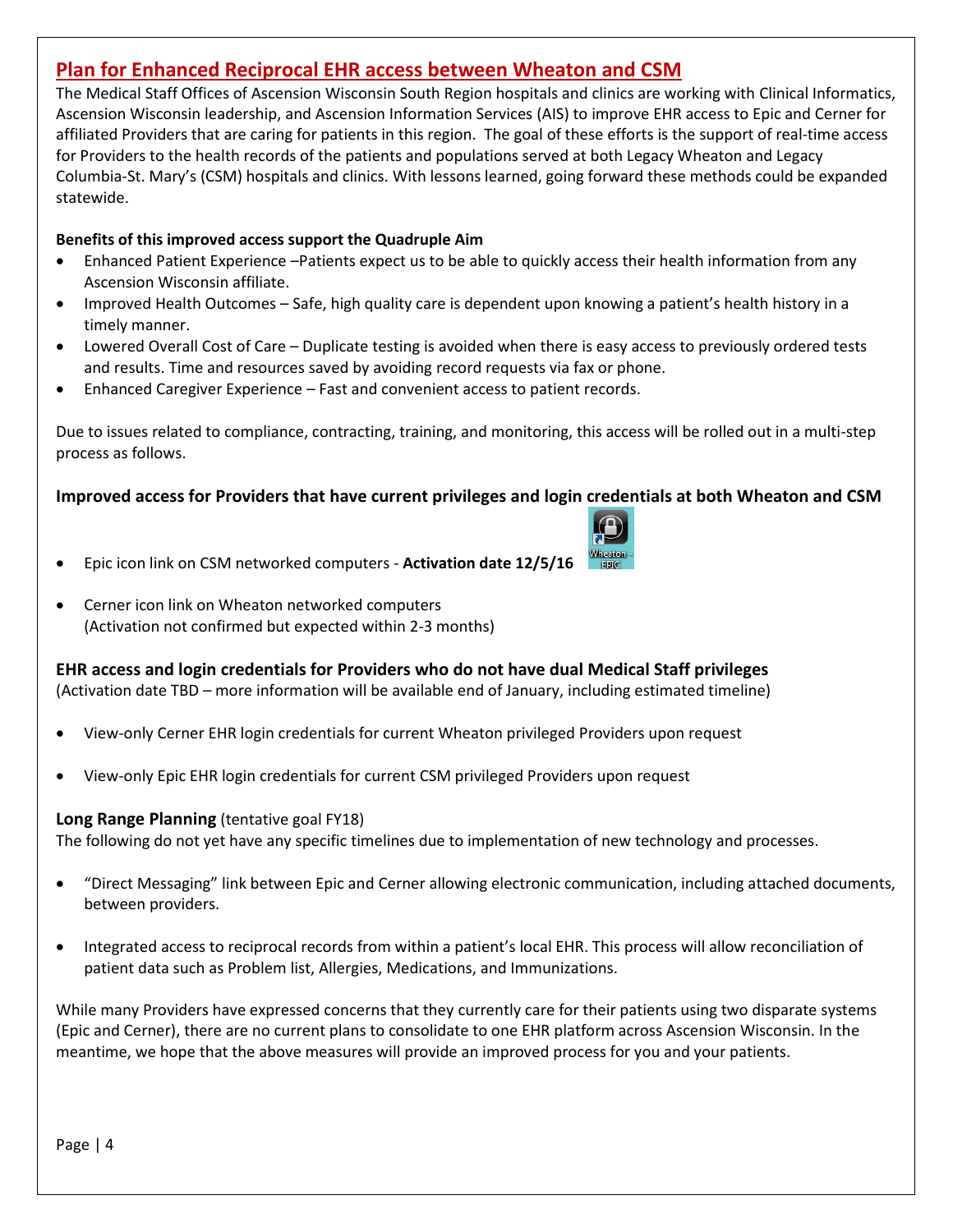## Plan for Enhanced Reciprocal EHR access between Wheaton and CSM

The Medical Staff Offices of Ascension Wisconsin South Region hospitals and clinics are working with Clinical Informatics, Ascension Wisconsin leadership, and Ascension Information Services (AIS) to improve EHR access to Epic and Cerner for affiliated Providers that are caring for patients in this region. The goal of these efforts is the support of real-time access for Providers to the health records of the patients and populations served at both Legacy Wheaton and Legacy Columbia-St. Mary's (CSM) hospitals and clinics. With lessons learned, going forward these methods could be expanded statewide.

**Benefits of this improved access support the Quadruple Aim**

- Enhanced Patient Experience –Patients expect us to be able to quickly access their health information from any Ascension Wisconsin affiliate.
- Improved Health Outcomes – Safe, high quality care is dependent upon knowing a patient's health history in a timely manner.
- Lowered Overall Cost of Care – Duplicate testing is avoided when there is easy access to previously ordered tests and results. Time and resources saved by avoiding record requests via fax or phone.
- Enhanced Caregiver Experience – Fast and convenient access to patient records.

Due to issues related to compliance, contracting, training, and monitoring, this access will be rolled out in a multi-step process as follows.

### Improved access for Providers that have current privileges and login credentials at both Wheaton and CSM

- Epic icon link on CSM networked computers - **Activation date 12/5/16**
- Cerner icon link on Wheaton networked computers (Activation not confirmed but expected within 2-3 months)

### EHR access and login credentials for Providers who do not have dual Medical Staff privileges

(Activation date TBD – more information will be available end of January, including estimated timeline)

- View-only Cerner EHR login credentials for current Wheaton privileged Providers upon request
- View-only Epic EHR login credentials for current CSM privileged Providers upon request

**Long Range Planning** (tentative goal FY18)

The following do not yet have any specific timelines due to implementation of new technology and processes.

- "Direct Messaging" link between Epic and Cerner allowing electronic communication, including attached documents, between providers.
- Integrated access to reciprocal records from within a patient's local EHR. This process will allow reconciliation of patient data such as Problem list, Allergies, Medications, and Immunizations.

While many Providers have expressed concerns that they currently care for their patients using two disparate systems (Epic and Cerner), there are no current plans to consolidate to one EHR platform across Ascension Wisconsin. In the meantime, we hope that the above measures will provide an improved process for you and your patients.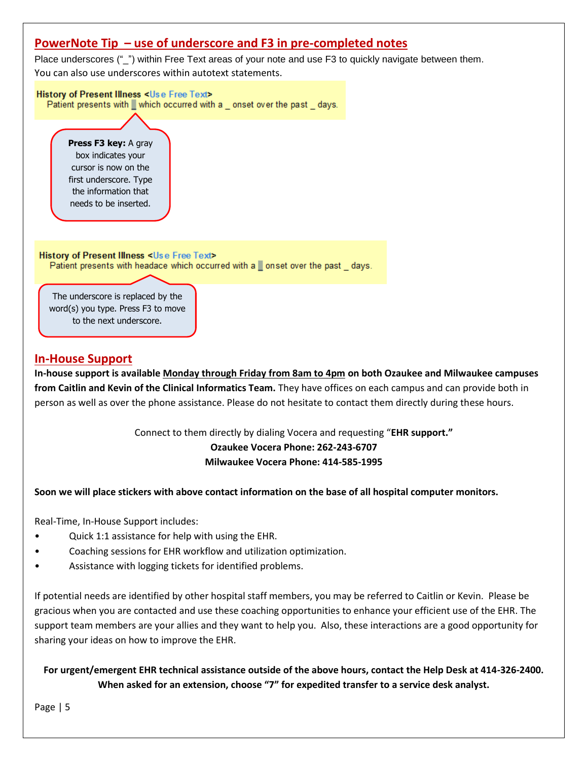## PowerNote Tip – use of underscore and F3 in pre-completed notes

Place underscores ("_") within Free Text areas of your note and use F3 to quickly navigate between them.
You can also use underscores within autotext statements.

**History of Present Illness** <Use Free Text>
Patient presents with _ which occurred with a _ onset over the past _ days.

**Press F3 key:** A gray box indicates your cursor is now on the first underscore. Type the information that needs to be inserted.

**History of Present Illness** <Use Free Text>
Patient presents with headace which occurred with a _ onset over the past _ days.

The underscore is replaced by the word(s) you type. Press F3 to move to the next underscore.

## In-House Support

**In-house support is available Monday through Friday from 8am to 4pm on both Ozaukee and Milwaukee campuses from Caitlin and Kevin of the Clinical Informatics Team.** They have offices on each campus and can provide both in person as well as over the phone assistance. Please do not hesitate to contact them directly during these hours.

Connect to them directly by dialing Vocera and requesting "**EHR support.**"
**Ozaukee Vocera Phone: 262-243-6707**
**Milwaukee Vocera Phone: 414-585-1995**

**Soon we will place stickers with above contact information on the base of all hospital computer monitors.**

Real-Time, In-House Support includes:

- Quick 1:1 assistance for help with using the EHR.
- Coaching sessions for EHR workflow and utilization optimization.
- Assistance with logging tickets for identified problems.

If potential needs are identified by other hospital staff members, you may be referred to Caitlin or Kevin. Please be gracious when you are contacted and use these coaching opportunities to enhance your efficient use of the EHR. The support team members are your allies and they want to help you. Also, these interactions are a good opportunity for sharing your ideas on how to improve the EHR.

**For urgent/emergent EHR technical assistance outside of the above hours, contact the Help Desk at 414-326-2400. When asked for an extension, choose "7" for expedited transfer to a service desk analyst.**